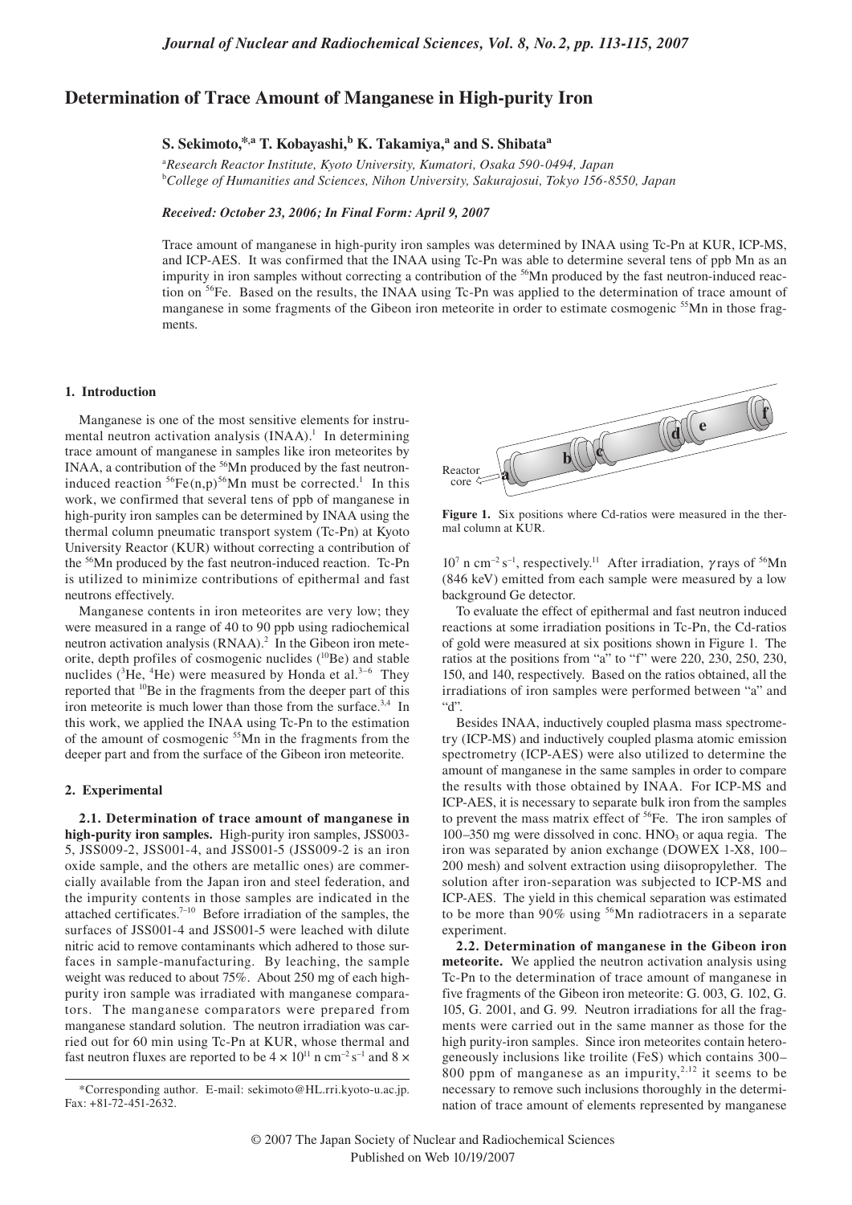# Determination of Trace Amount of Manganese in High-purity Iron

**S. Sekimoto,[*,a] T. Kobayashi,[b] K. Takamiya,[a] and S. Shibata[a]**

[a] *Research Reactor Institute, Kyoto University, Kumatori, Osaka 590-0494, Japan*
[b] *College of Humanities and Sciences, Nihon University, Sakurajosui, Tokyo 156-8550, Japan*

***Received: October 23, 2006; In Final Form: April 9, 2007***

Trace amount of manganese in high-purity iron samples was determined by INAA using Tc-Pn at KUR, ICP-MS, and ICP-AES. It was confirmed that the INAA using Tc-Pn was able to determine several tens of ppb Mn as an impurity in iron samples without correcting a contribution of the $^{56}$Mn produced by the fast neutron-induced reaction on $^{56}$Fe. Based on the results, the INAA using Tc-Pn was applied to the determination of trace amount of manganese in some fragments of the Gibeon iron meteorite in order to estimate cosmogenic $^{55}$Mn in those fragments.

## 1. Introduction

Manganese is one of the most sensitive elements for instrumental neutron activation analysis (INAA).[1] In determining trace amount of manganese in samples like iron meteorites by INAA, a contribution of the $^{56}$Mn produced by the fast neutron-induced reaction $^{56}$Fe(n,p)$^{56}$Mn must be corrected.[1] In this work, we confirmed that several tens of ppb of manganese in high-purity iron samples can be determined by INAA using the thermal column pneumatic transport system (Tc-Pn) at Kyoto University Reactor (KUR) without correcting a contribution of the $^{56}$Mn produced by the fast neutron-induced reaction. Tc-Pn is utilized to minimize contributions of epithermal and fast neutrons effectively.

Manganese contents in iron meteorites are very low; they were measured in a range of 40 to 90 ppb using radiochemical neutron activation analysis (RNAA).[2] In the Gibeon iron meteorite, depth profiles of cosmogenic nuclides ($^{10}$Be) and stable nuclides ($^{3}$He, $^{4}$He) were measured by Honda et al.[3–6] They reported that $^{10}$Be in the fragments from the deeper part of this iron meteorite is much lower than those from the surface.[3,4] In this work, we applied the INAA using Tc-Pn to the estimation of the amount of cosmogenic $^{55}$Mn in the fragments from the deeper part and from the surface of the Gibeon iron meteorite.

## 2. Experimental

**2.1. Determination of trace amount of manganese in high-purity iron samples.** High-purity iron samples, JSS003-5, JSS009-2, JSS001-4, and JSS001-5 (JSS009-2 is an iron oxide sample, and the others are metallic ones) are commercially available from the Japan iron and steel federation, and the impurity contents in those samples are indicated in the attached certificates.[7–10] Before irradiation of the samples, the surfaces of JSS001-4 and JSS001-5 were leached with dilute nitric acid to remove contaminants which adhered to those surfaces in sample-manufacturing. By leaching, the sample weight was reduced to about 75%. About 250 mg of each high-purity iron sample was irradiated with manganese comparators. The manganese comparators were prepared from manganese standard solution. The neutron irradiation was carried out for 60 min using Tc-Pn at KUR, whose thermal and fast neutron fluxes are reported to be $4 \times 10^{11}$ n cm$^{-2}$ s$^{-1}$ and $8 \times 10^{7}$ n cm$^{-2}$ s$^{-1}$, respectively.[11] After irradiation, $\gamma$ rays of $^{56}$Mn (846 keV) emitted from each sample were measured by a low background Ge detector.

Figure 1. Six positions where Cd-ratios were measured in the thermal column at KUR.

To evaluate the effect of epithermal and fast neutron induced reactions at some irradiation positions in Tc-Pn, the Cd-ratios of gold were measured at six positions shown in Figure 1. The ratios at the positions from "a" to "f" were 220, 230, 250, 230, 150, and 140, respectively. Based on the ratios obtained, all the irradiations of iron samples were performed between "a" and "d".

Besides INAA, inductively coupled plasma mass spectrometry (ICP-MS) and inductively coupled plasma atomic emission spectrometry (ICP-AES) were also utilized to determine the amount of manganese in the same samples in order to compare the results with those obtained by INAA. For ICP-MS and ICP-AES, it is necessary to separate bulk iron from the samples to prevent the mass matrix effect of $^{56}$Fe. The iron samples of 100–350 mg were dissolved in conc. $HNO_3$ or aqua regia. The iron was separated by anion exchange (DOWEX 1-X8, 100–200 mesh) and solvent extraction using diisopropylether. The solution after iron-separation was subjected to ICP-MS and ICP-AES. The yield in this chemical separation was estimated to be more than 90% using $^{56}$Mn radiotracers in a separate experiment.

**2.2. Determination of manganese in the Gibeon iron meteorite.** We applied the neutron activation analysis using Tc-Pn to the determination of trace amount of manganese in five fragments of the Gibeon iron meteorite: G. 003, G. 102, G. 105, G. 2001, and G. 99. Neutron irradiations for all the fragments were carried out in the same manner as those for the high purity-iron samples. Since iron meteorites contain heterogeneously inclusions like troilite (FeS) which contains 300–800 ppm of manganese as an impurity,[2,12] it seems to be necessary to remove such inclusions thoroughly in the determination of trace amount of elements represented by manganese

*Corresponding author. E-mail: sekimoto@HL.rri.kyoto-u.ac.jp. Fax: +81-72-451-2632.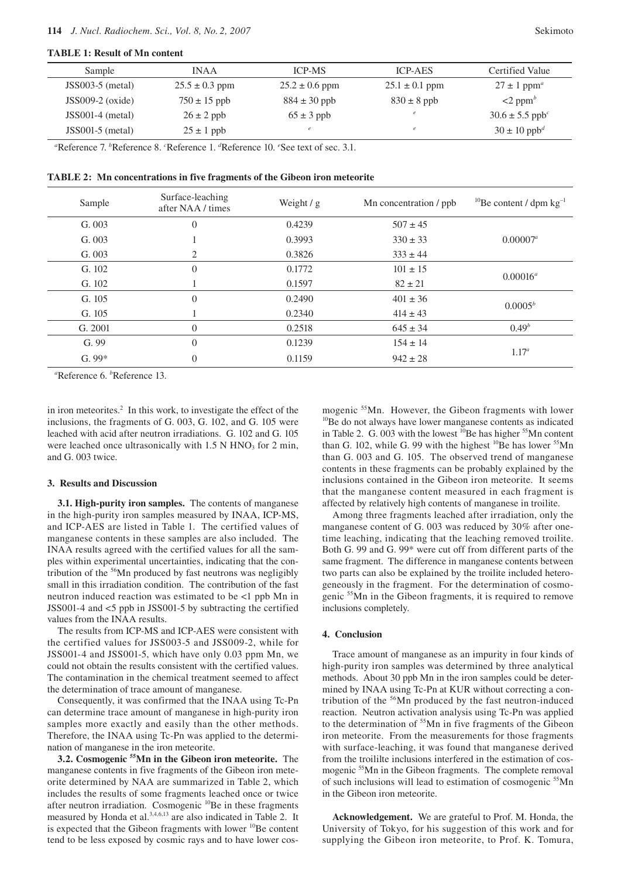**TABLE 1: Result of Mn content**

| Sample | INAA | ICP-MS | ICP-AES | Certified Value |
|---|---|---|---|---|
| JSS003-5 (metal) | 25.5 ± 0.3 ppm | 25.2 ± 0.6 ppm | 25.1 ± 0.1 ppm | 27 ± 1 ppm[a] |
| JSS009-2 (oxide) | 750 ± 15 ppb | 884 ± 30 ppb | 830 ± 8 ppb | <2 ppm[b] |
| JSS001-4 (metal) | 26 ± 2 ppb | 65 ± 3 ppb | [e] | 30.6 ± 5.5 ppb[c] |
| JSS001-5 (metal) | 25 ± 1 ppb | [e] | [e] | 30 ± 10 ppb[d] |

[a]Reference 7. [b]Reference 8. [c]Reference 1. [d]Reference 10. [e]See text of sec. 3.1.

**TABLE 2: Mn concentrations in five fragments of the Gibeon iron meteorite**

| Sample | Surface-leaching after NAA / times | Weight / g | Mn concentration / ppb | $^{10}$Be content / dpm kg$^{-1}$ |
|---|---|---|---|---|
| G. 003 | 0 | 0.4239 | 507 ± 45 | |
| G. 003 | 1 | 0.3993 | 330 ± 33 | 0.00007[a] |
| G. 003 | 2 | 0.3826 | 333 ± 44 | |
| G. 102 | 0 | 0.1772 | 101 ± 15 | 0.00016[a] |
| G. 102 | 1 | 0.1597 | 82 ± 21 | |
| G. 105 | 0 | 0.2490 | 401 ± 36 | 0.0005[b] |
| G. 105 | 1 | 0.2340 | 414 ± 43 | |
| G. 2001 | 0 | 0.2518 | 645 ± 34 | 0.49[b] |
| G. 99 | 0 | 0.1239 | 154 ± 14 | 1.17[a] |
| G. 99* | 0 | 0.1159 | 942 ± 28 | |

[a]Reference 6. [b]Reference 13.

in iron meteorites.[2] In this work, to investigate the effect of the inclusions, the fragments of G. 003, G. 102, and G. 105 were leached with acid after neutron irradiations. G. 102 and G. 105 were leached once ultrasonically with 1.5 N $HNO_3$ for 2 min, and G. 003 twice.

### 3. Results and Discussion

**3.1. High-purity iron samples.** The contents of manganese in the high-purity iron samples measured by INAA, ICP-MS, and ICP-AES are listed in Table 1. The certified values of manganese contents in these samples are also included. The INAA results agreed with the certified values for all the samples within experimental uncertainties, indicating that the contribution of the $^{56}$Mn produced by fast neutrons was negligibly small in this irradiation condition. The contribution of the fast neutron induced reaction was estimated to be <1 ppb Mn in JSS001-4 and <5 ppb in JSS001-5 by subtracting the certified values from the INAA results.

The results from ICP-MS and ICP-AES were consistent with the certified values for JSS003-5 and JSS009-2, while for JSS001-4 and JSS001-5, which have only 0.03 ppm Mn, we could not obtain the results consistent with the certified values. The contamination in the chemical treatment seemed to affect the determination of trace amount of manganese.

Consequently, it was confirmed that the INAA using Tc-Pn can determine trace amount of manganese in high-purity iron samples more exactly and easily than the other methods. Therefore, the INAA using Tc-Pn was applied to the determination of manganese in the iron meteorite.

**3.2. Cosmogenic $^{55}$Mn in the Gibeon iron meteorite.** The manganese contents in five fragments of the Gibeon iron meteorite determined by NAA are summarized in Table 2, which includes the results of some fragments leached once or twice after neutron irradiation. Cosmogenic $^{10}$Be in these fragments measured by Honda et al.[3,4,6,13] are also indicated in Table 2. It is expected that the Gibeon fragments with lower $^{10}$Be content tend to be less exposed by cosmic rays and to have lower cosmogenic $^{55}$Mn. However, the Gibeon fragments with lower $^{10}$Be do not always have lower manganese contents as indicated in Table 2. G. 003 with the lowest $^{10}$Be has higher $^{55}$Mn content than G. 102, while G. 99 with the highest $^{10}$Be has lower $^{55}$Mn than G. 003 and G. 105. The observed trend of manganese contents in these fragments can be probably explained by the inclusions contained in the Gibeon iron meteorite. It seems that the manganese content measured in each fragment is affected by relatively high contents of manganese in troilite.

Among three fragments leached after irradiation, only the manganese content of G. 003 was reduced by 30% after one-time leaching, indicating that the leaching removed troilite. Both G. 99 and G. 99* were cut off from different parts of the same fragment. The difference in manganese contents between two parts can also be explained by the troilite included heterogeneously in the fragment. For the determination of cosmogenic $^{55}$Mn in the Gibeon fragments, it is required to remove inclusions completely.

### 4. Conclusion

Trace amount of manganese as an impurity in four kinds of high-purity iron samples was determined by three analytical methods. About 30 ppb Mn in the iron samples could be determined by INAA using Tc-Pn at KUR without correcting a contribution of the $^{56}$Mn produced by the fast neutron-induced reaction. Neutron activation analysis using Tc-Pn was applied to the determination of $^{55}$Mn in five fragments of the Gibeon iron meteorite. From the measurements for those fragments with surface-leaching, it was found that manganese derived from the troililte inclusions interfered in the estimation of cosmogenic $^{55}$Mn in the Gibeon fragments. The complete removal of such inclusions will lead to estimation of cosmogenic $^{55}$Mn in the Gibeon iron meteorite.

**Acknowledgement.** We are grateful to Prof. M. Honda, the University of Tokyo, for his suggestion of this work and for supplying the Gibeon iron meteorite, to Prof. K. Tomura,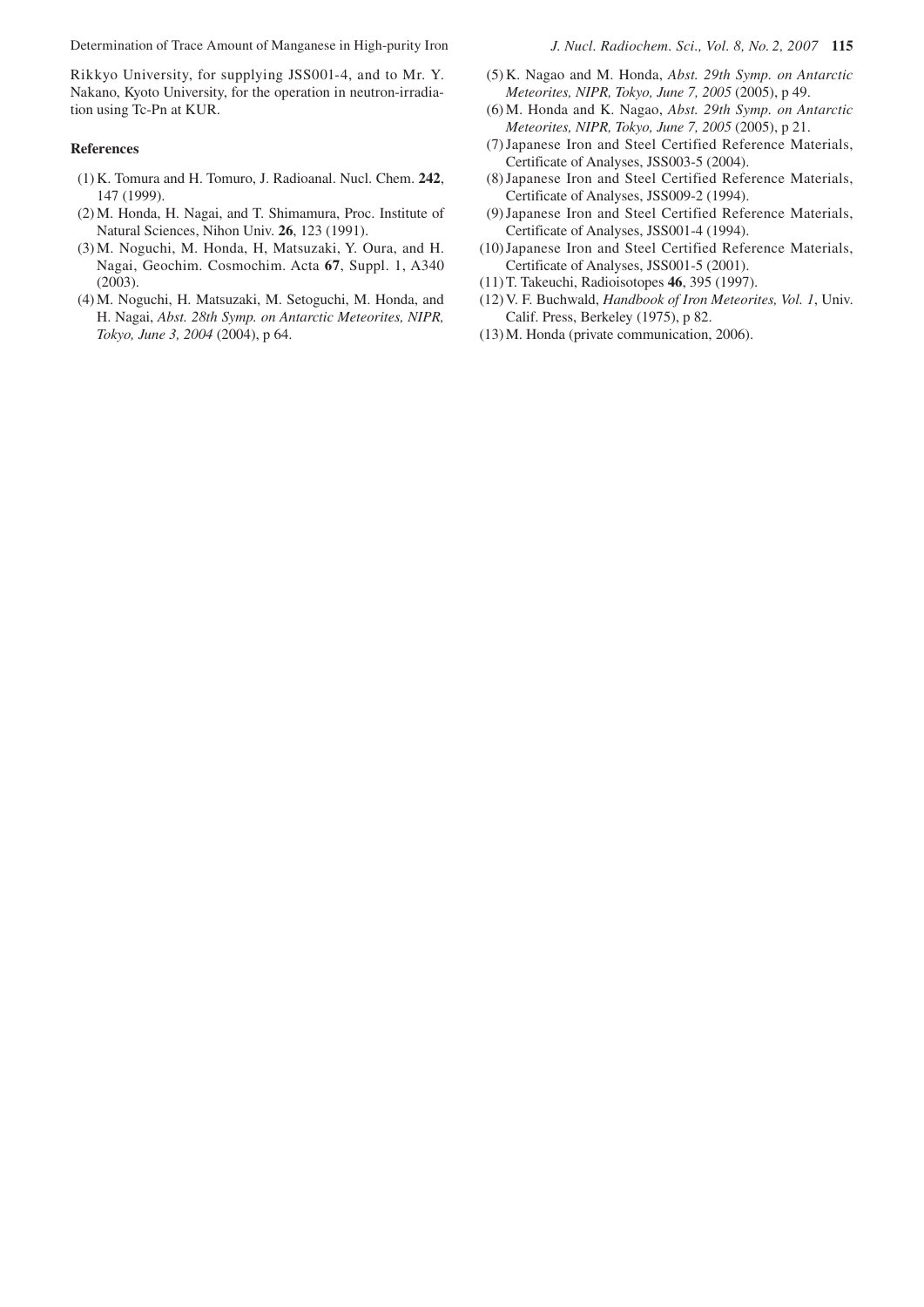Rikkyo University, for supplying JSS001-4, and to Mr. Y. Nakano, Kyoto University, for the operation in neutron-irradiation using Tc-Pn at KUR.

### References

(1) K. Tomura and H. Tomuro, J. Radioanal. Nucl. Chem. **242**, 147 (1999).

(2) M. Honda, H. Nagai, and T. Shimamura, Proc. Institute of Natural Sciences, Nihon Univ. **26**, 123 (1991).

(3) M. Noguchi, M. Honda, H, Matsuzaki, Y. Oura, and H. Nagai, Geochim. Cosmochim. Acta **67**, Suppl. 1, A340 (2003).

(4) M. Noguchi, H. Matsuzaki, M. Setoguchi, M. Honda, and H. Nagai, *Abst. 28th Symp. on Antarctic Meteorites, NIPR, Tokyo, June 3, 2004* (2004), p 64.

(5) K. Nagao and M. Honda, *Abst. 29th Symp. on Antarctic Meteorites, NIPR, Tokyo, June 7, 2005* (2005), p 49.

(6) M. Honda and K. Nagao, *Abst. 29th Symp. on Antarctic Meteorites, NIPR, Tokyo, June 7, 2005* (2005), p 21.

(7) Japanese Iron and Steel Certified Reference Materials, Certificate of Analyses, JSS003-5 (2004).

(8) Japanese Iron and Steel Certified Reference Materials, Certificate of Analyses, JSS009-2 (1994).

(9) Japanese Iron and Steel Certified Reference Materials, Certificate of Analyses, JSS001-4 (1994).

(10) Japanese Iron and Steel Certified Reference Materials, Certificate of Analyses, JSS001-5 (2001).

(11) T. Takeuchi, Radioisotopes **46**, 395 (1997).

(12) V. F. Buchwald, *Handbook of Iron Meteorites, Vol. 1*, Univ. Calif. Press, Berkeley (1975), p 82.

(13) M. Honda (private communication, 2006).